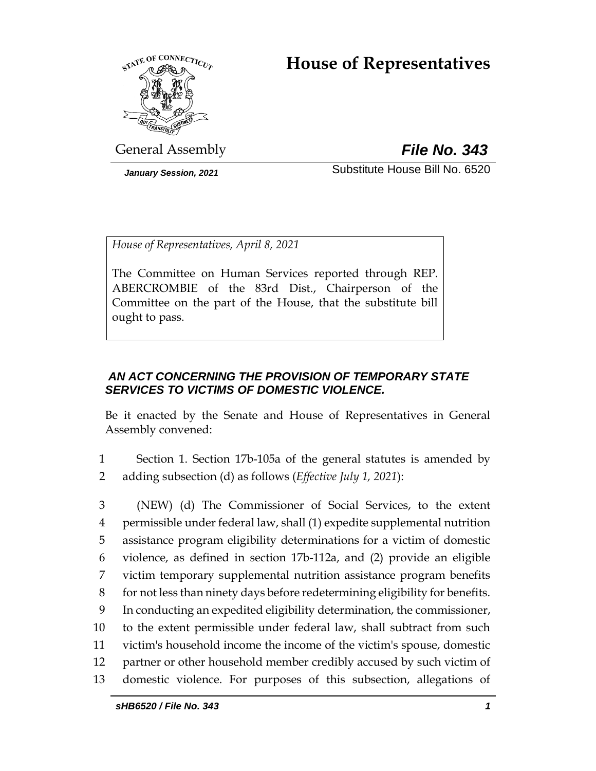# House of Representatives

General Assembly

***File No. 343***

*January Session, 2021*

Substitute House Bill No. 6520

*House of Representatives, April 8, 2021*

The Committee on Human Services reported through REP. ABERCROMBIE of the 83rd Dist., Chairperson of the Committee on the part of the House, that the substitute bill ought to pass.

***AN ACT CONCERNING THE PROVISION OF TEMPORARY STATE SERVICES TO VICTIMS OF DOMESTIC VIOLENCE.***

Be it enacted by the Senate and House of Representatives in General Assembly convened:

1 Section 1. Section 17b-105a of the general statutes is amended by
2 adding subsection (d) as follows (*Effective July 1, 2021*):

3 (NEW) (d) The Commissioner of Social Services, to the extent
4 permissible under federal law, shall (1) expedite supplemental nutrition
5 assistance program eligibility determinations for a victim of domestic
6 violence, as defined in section 17b-112a, and (2) provide an eligible
7 victim temporary supplemental nutrition assistance program benefits
8 for not less than ninety days before redetermining eligibility for benefits.
9 In conducting an expedited eligibility determination, the commissioner,
10 to the extent permissible under federal law, shall subtract from such
11 victim's household income the income of the victim's spouse, domestic
12 partner or other household member credibly accused by such victim of
13 domestic violence. For purposes of this subsection, allegations of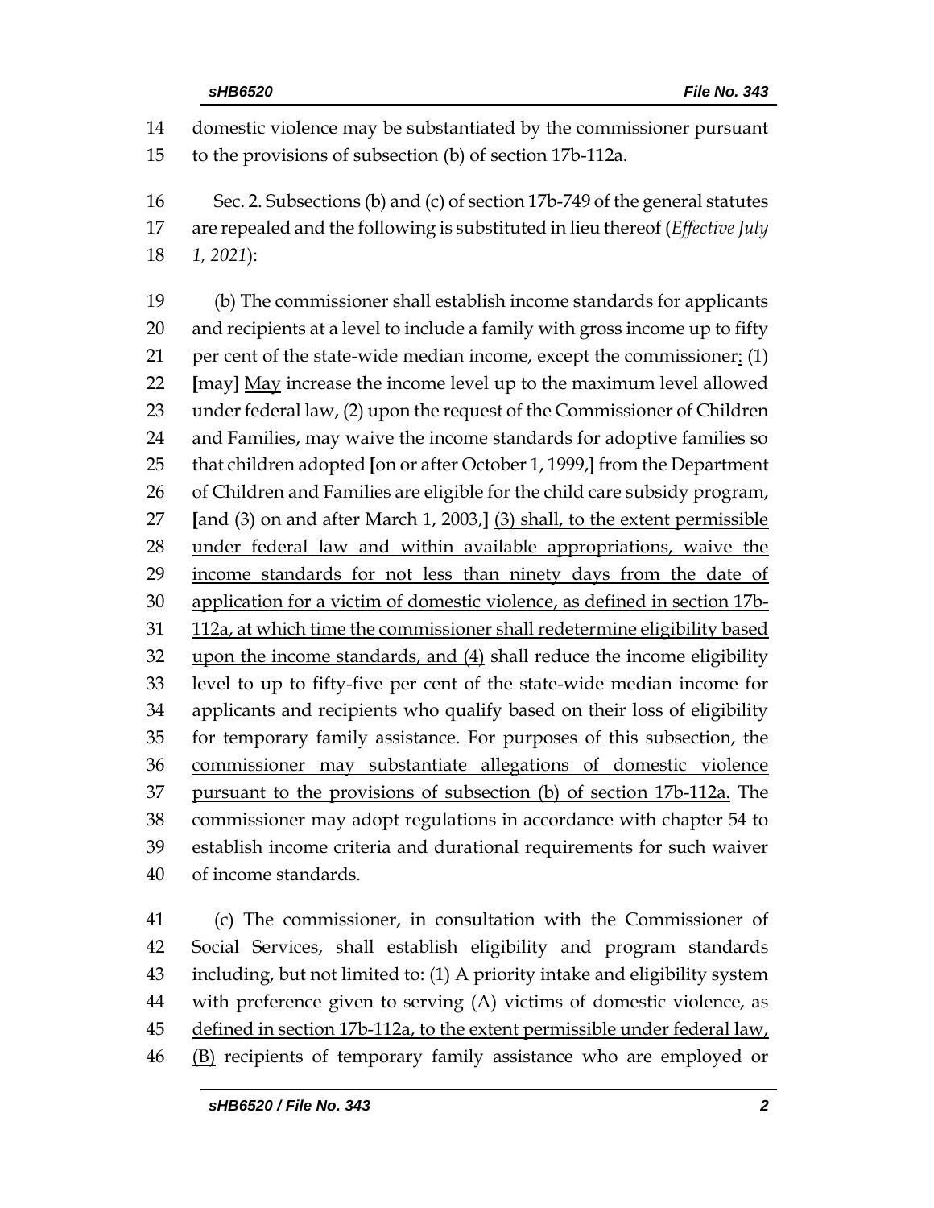domestic violence may be substantiated by the commissioner pursuant to the provisions of subsection (b) of section 17b-112a.

Sec. 2. Subsections (b) and (c) of section 17b-749 of the general statutes are repealed and the following is substituted in lieu thereof (*Effective July 1, 2021*):

(b) The commissioner shall establish income standards for applicants and recipients at a level to include a family with gross income up to fifty per cent of the state-wide median income, except the commissioner<u>:</u> (1) [may] <u>May</u> increase the income level up to the maximum level allowed under federal law, (2) upon the request of the Commissioner of Children and Families, may waive the income standards for adoptive families so that children adopted [on or after October 1, 1999,] from the Department of Children and Families are eligible for the child care subsidy program, [and (3) on and after March 1, 2003,] <u>(3) shall, to the extent permissible under federal law and within available appropriations, waive the income standards for not less than ninety days from the date of application for a victim of domestic violence, as defined in section 17b-112a, at which time the commissioner shall redetermine eligibility based upon the income standards, and (4)</u> shall reduce the income eligibility level to up to fifty-five per cent of the state-wide median income for applicants and recipients who qualify based on their loss of eligibility for temporary family assistance. <u>For purposes of this subsection, the commissioner may substantiate allegations of domestic violence pursuant to the provisions of subsection (b) of section 17b-112a.</u> The commissioner may adopt regulations in accordance with chapter 54 to establish income criteria and durational requirements for such waiver of income standards.

(c) The commissioner, in consultation with the Commissioner of Social Services, shall establish eligibility and program standards including, but not limited to: (1) A priority intake and eligibility system with preference given to serving (A) <u>victims of domestic violence, as defined in section 17b-112a, to the extent permissible under federal law, (B)</u> recipients of temporary family assistance who are employed or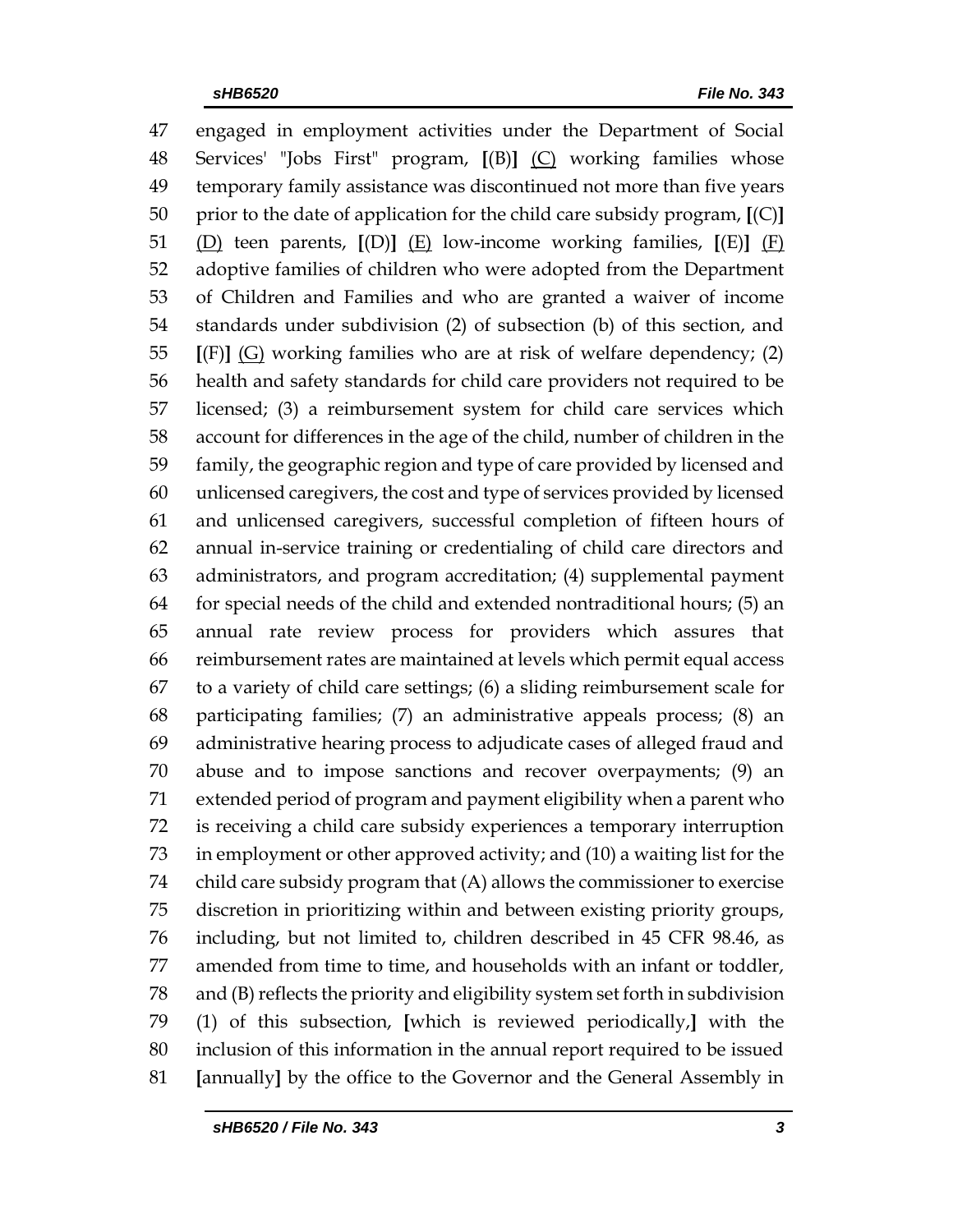47 engaged in employment activities under the Department of Social
48 Services' "Jobs First" program, **[**(B)**]** <u>(C)</u> working families whose
49 temporary family assistance was discontinued not more than five years
50 prior to the date of application for the child care subsidy program, **[**(C)**]**
51 <u>(D)</u> teen parents, **[**(D)**]** <u>(E)</u> low-income working families, **[**(E)**]** <u>(F)</u>
52 adoptive families of children who were adopted from the Department
53 of Children and Families and who are granted a waiver of income
54 standards under subdivision (2) of subsection (b) of this section, and
55 **[**(F)**]** <u>(G)</u> working families who are at risk of welfare dependency; (2)
56 health and safety standards for child care providers not required to be
57 licensed; (3) a reimbursement system for child care services which
58 account for differences in the age of the child, number of children in the
59 family, the geographic region and type of care provided by licensed and
60 unlicensed caregivers, the cost and type of services provided by licensed
61 and unlicensed caregivers, successful completion of fifteen hours of
62 annual in-service training or credentialing of child care directors and
63 administrators, and program accreditation; (4) supplemental payment
64 for special needs of the child and extended nontraditional hours; (5) an
65 annual rate review process for providers which assures that
66 reimbursement rates are maintained at levels which permit equal access
67 to a variety of child care settings; (6) a sliding reimbursement scale for
68 participating families; (7) an administrative appeals process; (8) an
69 administrative hearing process to adjudicate cases of alleged fraud and
70 abuse and to impose sanctions and recover overpayments; (9) an
71 extended period of program and payment eligibility when a parent who
72 is receiving a child care subsidy experiences a temporary interruption
73 in employment or other approved activity; and (10) a waiting list for the
74 child care subsidy program that (A) allows the commissioner to exercise
75 discretion in prioritizing within and between existing priority groups,
76 including, but not limited to, children described in 45 CFR 98.46, as
77 amended from time to time, and households with an infant or toddler,
78 and (B) reflects the priority and eligibility system set forth in subdivision
79 (1) of this subsection, **[**which is reviewed periodically,**]** with the
80 inclusion of this information in the annual report required to be issued
81 **[**annually**]** by the office to the Governor and the General Assembly in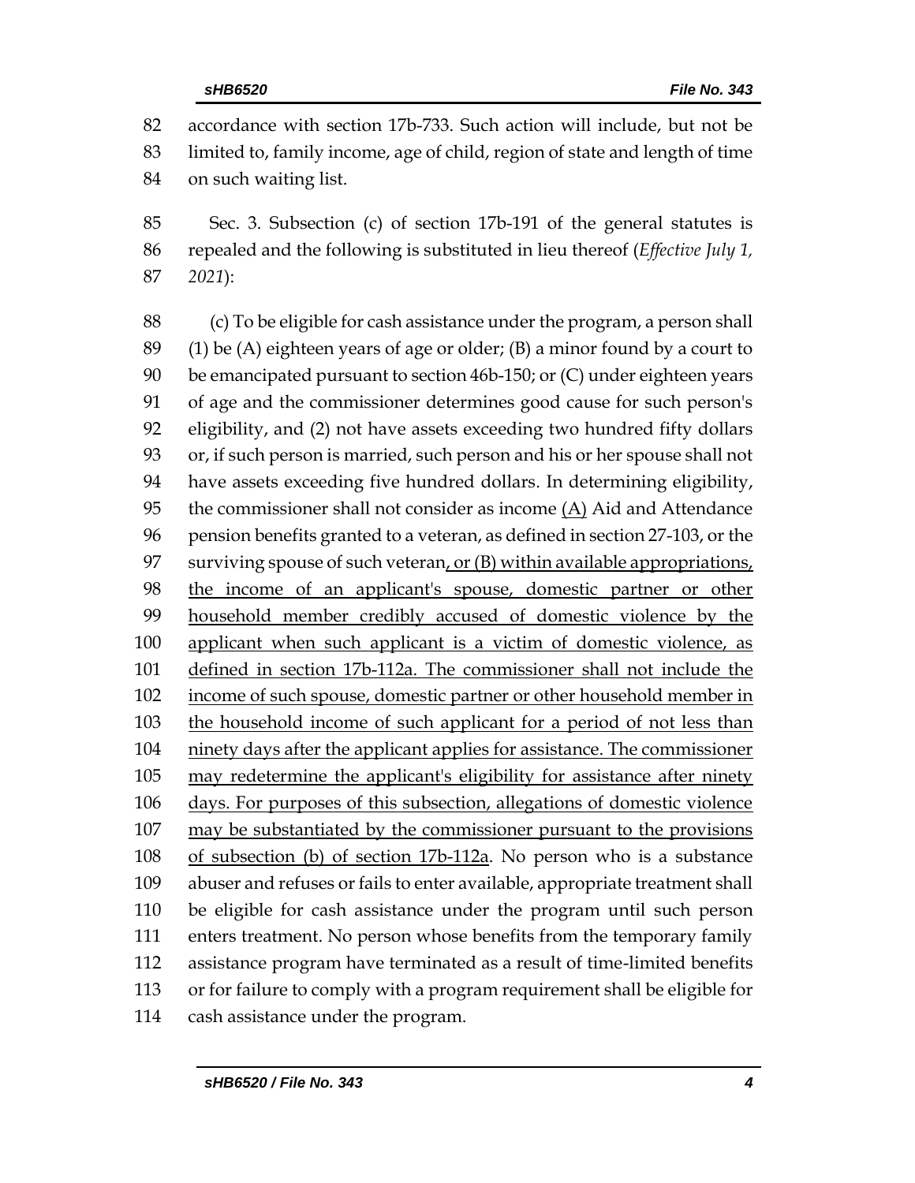accordance with section 17b-733. Such action will include, but not be limited to, family income, age of child, region of state and length of time on such waiting list.

Sec. 3. Subsection (c) of section 17b-191 of the general statutes is repealed and the following is substituted in lieu thereof (*Effective July 1, 2021*):

(c) To be eligible for cash assistance under the program, a person shall (1) be (A) eighteen years of age or older; (B) a minor found by a court to be emancipated pursuant to section 46b-150; or (C) under eighteen years of age and the commissioner determines good cause for such person's eligibility, and (2) not have assets exceeding two hundred fifty dollars or, if such person is married, such person and his or her spouse shall not have assets exceeding five hundred dollars. In determining eligibility, the commissioner shall not consider as income <u>(A)</u> Aid and Attendance pension benefits granted to a veteran, as defined in section 27-103, or the surviving spouse of such veteran<u>, or (B) within available appropriations, the income of an applicant's spouse, domestic partner or other household member credibly accused of domestic violence by the applicant when such applicant is a victim of domestic violence, as defined in section 17b-112a. The commissioner shall not include the income of such spouse, domestic partner or other household member in the household income of such applicant for a period of not less than ninety days after the applicant applies for assistance. The commissioner may redetermine the applicant's eligibility for assistance after ninety days. For purposes of this subsection, allegations of domestic violence may be substantiated by the commissioner pursuant to the provisions of subsection (b) of section 17b-112a</u>. No person who is a substance abuser and refuses or fails to enter available, appropriate treatment shall be eligible for cash assistance under the program until such person enters treatment. No person whose benefits from the temporary family assistance program have terminated as a result of time-limited benefits or for failure to comply with a program requirement shall be eligible for cash assistance under the program.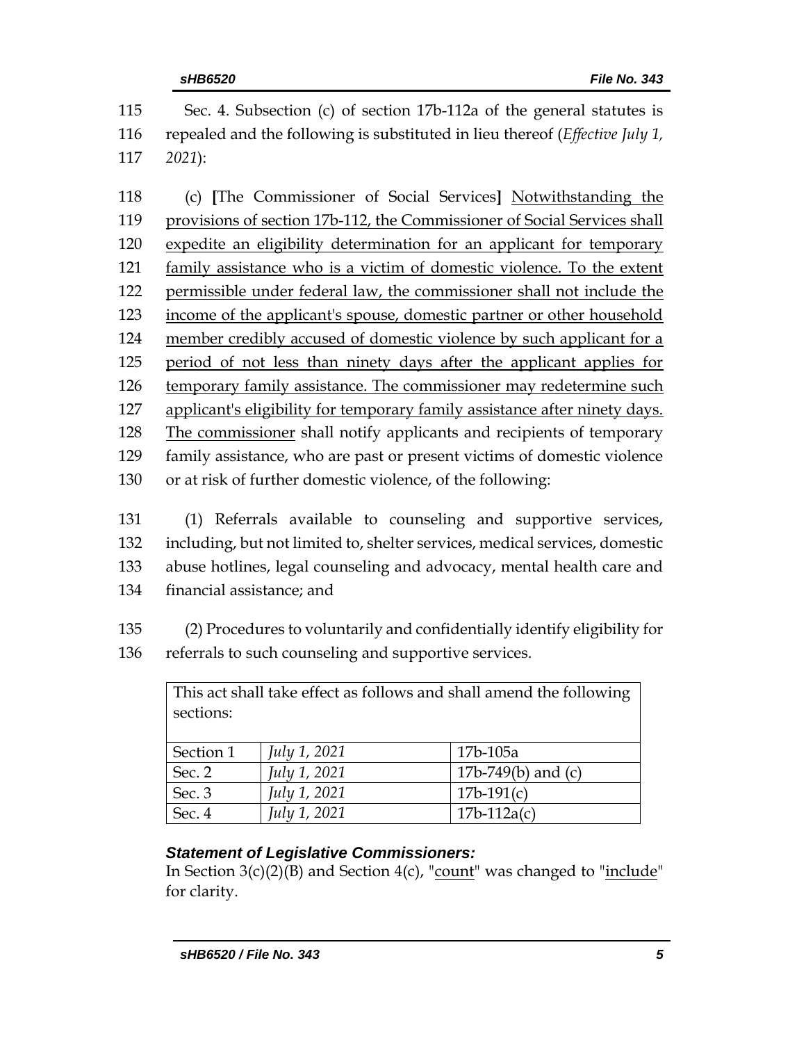Sec. 4. Subsection (c) of section 17b-112a of the general statutes is repealed and the following is substituted in lieu thereof (*Effective July 1, 2021*):

(c) **[**The Commissioner of Social Services**]** Notwithstanding the provisions of section 17b-112, the Commissioner of Social Services shall expedite an eligibility determination for an applicant for temporary family assistance who is a victim of domestic violence. To the extent permissible under federal law, the commissioner shall not include the income of the applicant's spouse, domestic partner or other household member credibly accused of domestic violence by such applicant for a period of not less than ninety days after the applicant applies for temporary family assistance. The commissioner may redetermine such applicant's eligibility for temporary family assistance after ninety days. The commissioner shall notify applicants and recipients of temporary family assistance, who are past or present victims of domestic violence or at risk of further domestic violence, of the following:

(1) Referrals available to counseling and supportive services, including, but not limited to, shelter services, medical services, domestic abuse hotlines, legal counseling and advocacy, mental health care and financial assistance; and

(2) Procedures to voluntarily and confidentially identify eligibility for referrals to such counseling and supportive services.

| This act shall take effect as follows and shall amend the following sections: | | |
|---|---|---|
| Section 1 | *July 1, 2021* | 17b-105a |
| Sec. 2 | *July 1, 2021* | 17b-749(b) and (c) |
| Sec. 3 | *July 1, 2021* | 17b-191(c) |
| Sec. 4 | *July 1, 2021* | 17b-112a(c) |

***Statement of Legislative Commissioners:***

In Section 3(c)(2)(B) and Section 4(c), "count" was changed to "include" for clarity.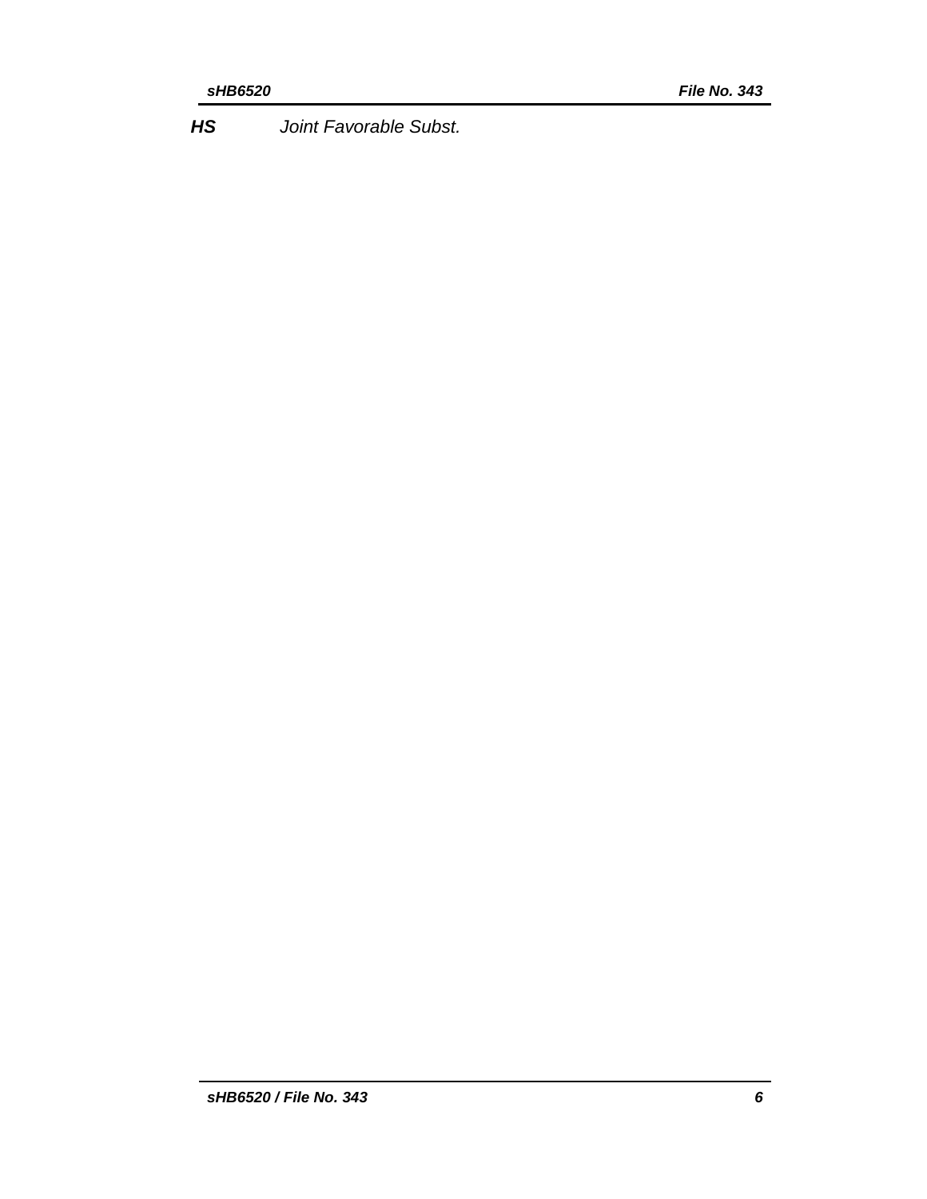| | |
|---|---|
| ***HS*** | *Joint Favorable Subst.* |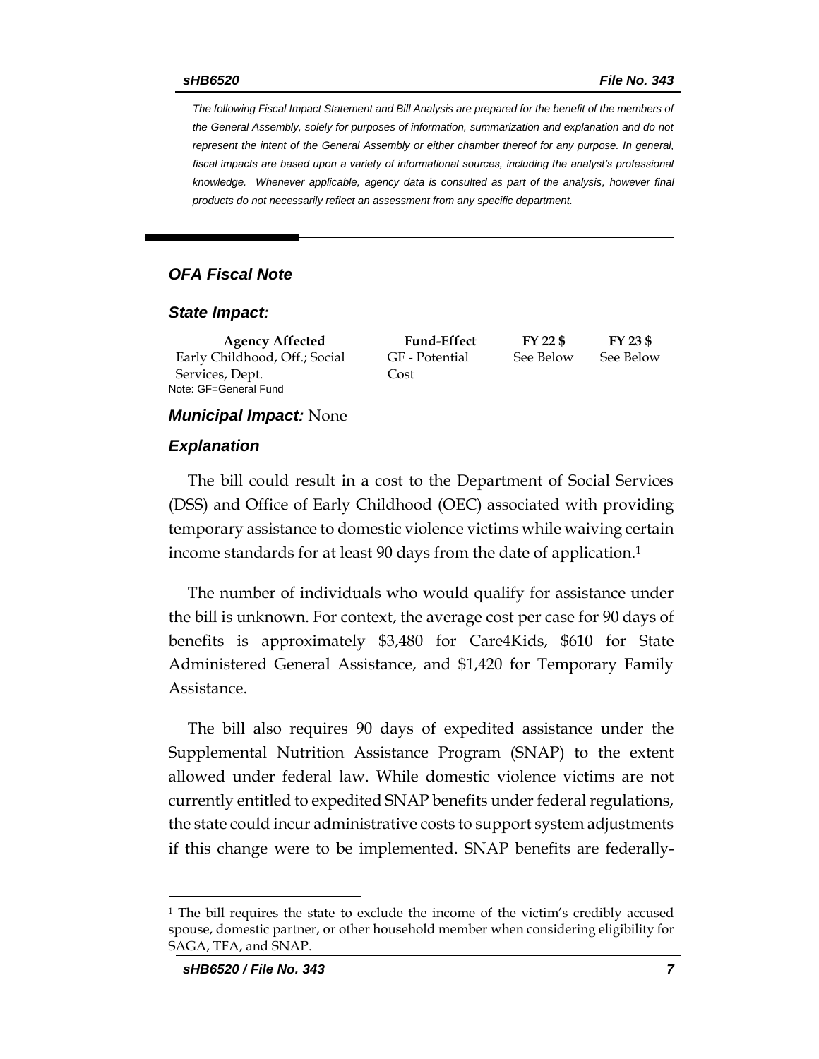*The following Fiscal Impact Statement and Bill Analysis are prepared for the benefit of the members of the General Assembly, solely for purposes of information, summarization and explanation and do not represent the intent of the General Assembly or either chamber thereof for any purpose. In general, fiscal impacts are based upon a variety of informational sources, including the analyst's professional knowledge. Whenever applicable, agency data is consulted as part of the analysis, however final products do not necessarily reflect an assessment from any specific department.*

## *OFA Fiscal Note*

### *State Impact:*

| Agency Affected | Fund-Effect | FY 22 $ | FY 23 $ |
|---|---|---|---|
| Early Childhood, Off.; Social Services, Dept. | GF - Potential Cost | See Below | See Below |

Note: GF=General Fund

### *Municipal Impact:* None

### *Explanation*

The bill could result in a cost to the Department of Social Services (DSS) and Office of Early Childhood (OEC) associated with providing temporary assistance to domestic violence victims while waiving certain income standards for at least 90 days from the date of application.[1]

The number of individuals who would qualify for assistance under the bill is unknown. For context, the average cost per case for 90 days of benefits is approximately $3,480 for Care4Kids, $610 for State Administered General Assistance, and $1,420 for Temporary Family Assistance.

The bill also requires 90 days of expedited assistance under the Supplemental Nutrition Assistance Program (SNAP) to the extent allowed under federal law. While domestic violence victims are not currently entitled to expedited SNAP benefits under federal regulations, the state could incur administrative costs to support system adjustments if this change were to be implemented. SNAP benefits are federally-

[1] The bill requires the state to exclude the income of the victim's credibly accused spouse, domestic partner, or other household member when considering eligibility for SAGA, TFA, and SNAP.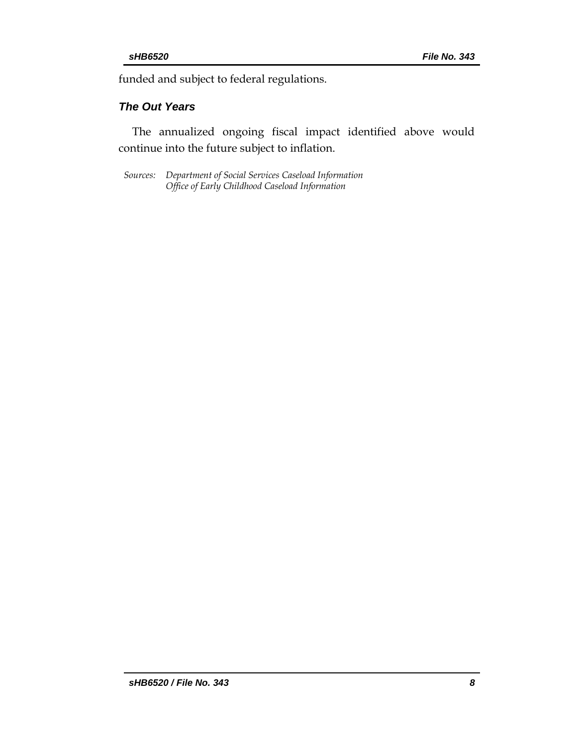funded and subject to federal regulations.

### *The Out Years*

The annualized ongoing fiscal impact identified above would continue into the future subject to inflation.

*Sources: Department of Social Services Caseload Information*
*Office of Early Childhood Caseload Information*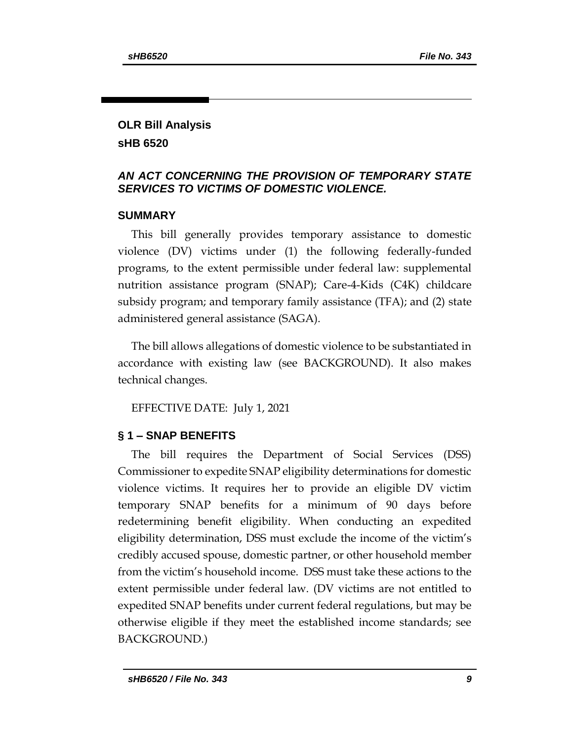## OLR Bill Analysis

## sHB 6520

### *AN ACT CONCERNING THE PROVISION OF TEMPORARY STATE SERVICES TO VICTIMS OF DOMESTIC VIOLENCE.*

### SUMMARY

This bill generally provides temporary assistance to domestic violence (DV) victims under (1) the following federally-funded programs, to the extent permissible under federal law: supplemental nutrition assistance program (SNAP); Care-4-Kids (C4K) childcare subsidy program; and temporary family assistance (TFA); and (2) state administered general assistance (SAGA).

The bill allows allegations of domestic violence to be substantiated in accordance with existing law (see BACKGROUND). It also makes technical changes.

EFFECTIVE DATE: July 1, 2021

### § 1 – SNAP BENEFITS

The bill requires the Department of Social Services (DSS) Commissioner to expedite SNAP eligibility determinations for domestic violence victims. It requires her to provide an eligible DV victim temporary SNAP benefits for a minimum of 90 days before redetermining benefit eligibility. When conducting an expedited eligibility determination, DSS must exclude the income of the victim's credibly accused spouse, domestic partner, or other household member from the victim's household income. DSS must take these actions to the extent permissible under federal law. (DV victims are not entitled to expedited SNAP benefits under current federal regulations, but may be otherwise eligible if they meet the established income standards; see BACKGROUND.)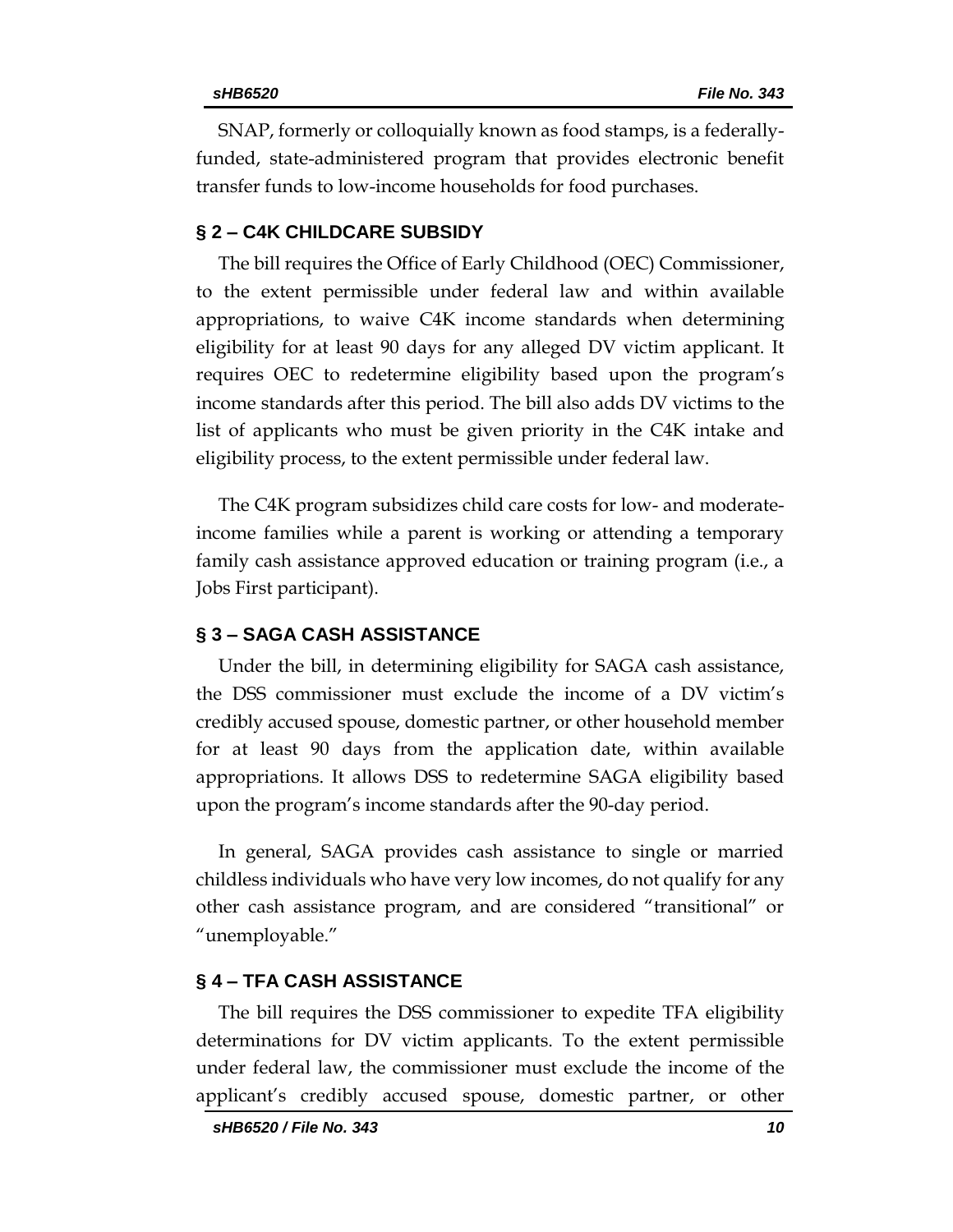SNAP, formerly or colloquially known as food stamps, is a federally-funded, state-administered program that provides electronic benefit transfer funds to low-income households for food purchases.

## § 2 – C4K CHILDCARE SUBSIDY

The bill requires the Office of Early Childhood (OEC) Commissioner, to the extent permissible under federal law and within available appropriations, to waive C4K income standards when determining eligibility for at least 90 days for any alleged DV victim applicant. It requires OEC to redetermine eligibility based upon the program's income standards after this period. The bill also adds DV victims to the list of applicants who must be given priority in the C4K intake and eligibility process, to the extent permissible under federal law.

The C4K program subsidizes child care costs for low- and moderate-income families while a parent is working or attending a temporary family cash assistance approved education or training program (i.e., a Jobs First participant).

## § 3 – SAGA CASH ASSISTANCE

Under the bill, in determining eligibility for SAGA cash assistance, the DSS commissioner must exclude the income of a DV victim's credibly accused spouse, domestic partner, or other household member for at least 90 days from the application date, within available appropriations. It allows DSS to redetermine SAGA eligibility based upon the program's income standards after the 90-day period.

In general, SAGA provides cash assistance to single or married childless individuals who have very low incomes, do not qualify for any other cash assistance program, and are considered "transitional" or "unemployable."

## § 4 – TFA CASH ASSISTANCE

The bill requires the DSS commissioner to expedite TFA eligibility determinations for DV victim applicants. To the extent permissible under federal law, the commissioner must exclude the income of the applicant's credibly accused spouse, domestic partner, or other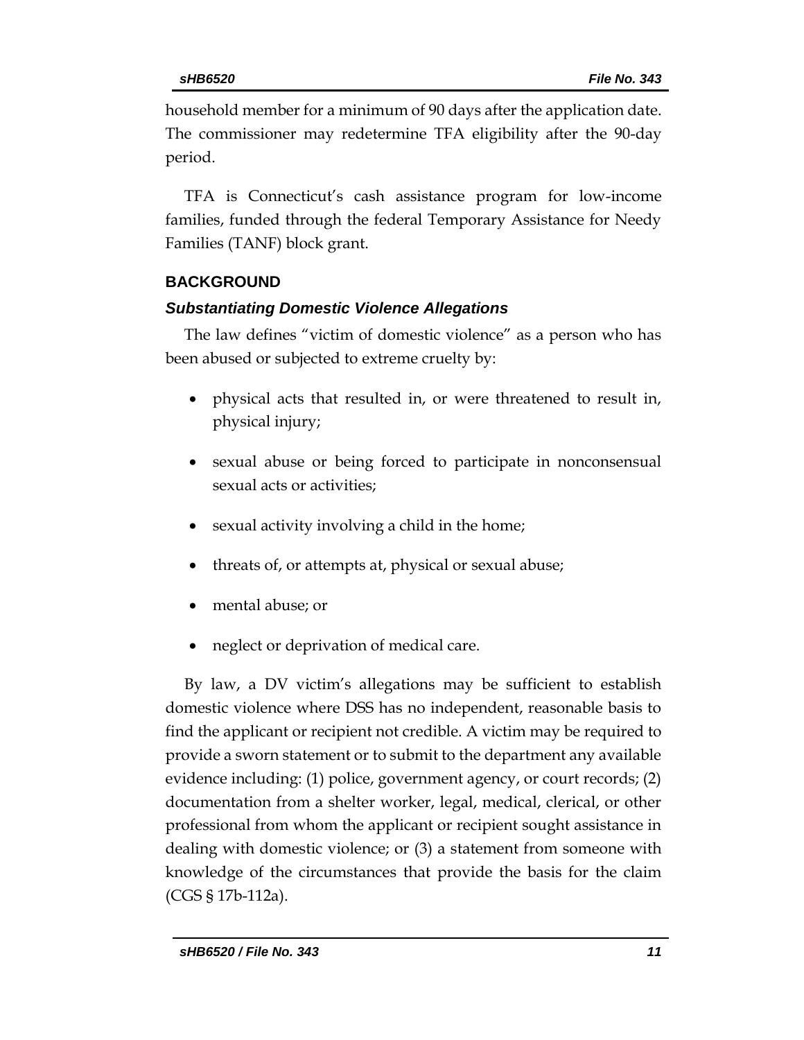household member for a minimum of 90 days after the application date. The commissioner may redetermine TFA eligibility after the 90-day period.

TFA is Connecticut's cash assistance program for low-income families, funded through the federal Temporary Assistance for Needy Families (TANF) block grant.

## BACKGROUND

### *Substantiating Domestic Violence Allegations*

The law defines "victim of domestic violence" as a person who has been abused or subjected to extreme cruelty by:

- physical acts that resulted in, or were threatened to result in, physical injury;
- sexual abuse or being forced to participate in nonconsensual sexual acts or activities;
- sexual activity involving a child in the home;
- threats of, or attempts at, physical or sexual abuse;
- mental abuse; or
- neglect or deprivation of medical care.

By law, a DV victim's allegations may be sufficient to establish domestic violence where DSS has no independent, reasonable basis to find the applicant or recipient not credible. A victim may be required to provide a sworn statement or to submit to the department any available evidence including: (1) police, government agency, or court records; (2) documentation from a shelter worker, legal, medical, clerical, or other professional from whom the applicant or recipient sought assistance in dealing with domestic violence; or (3) a statement from someone with knowledge of the circumstances that provide the basis for the claim (CGS § 17b-112a).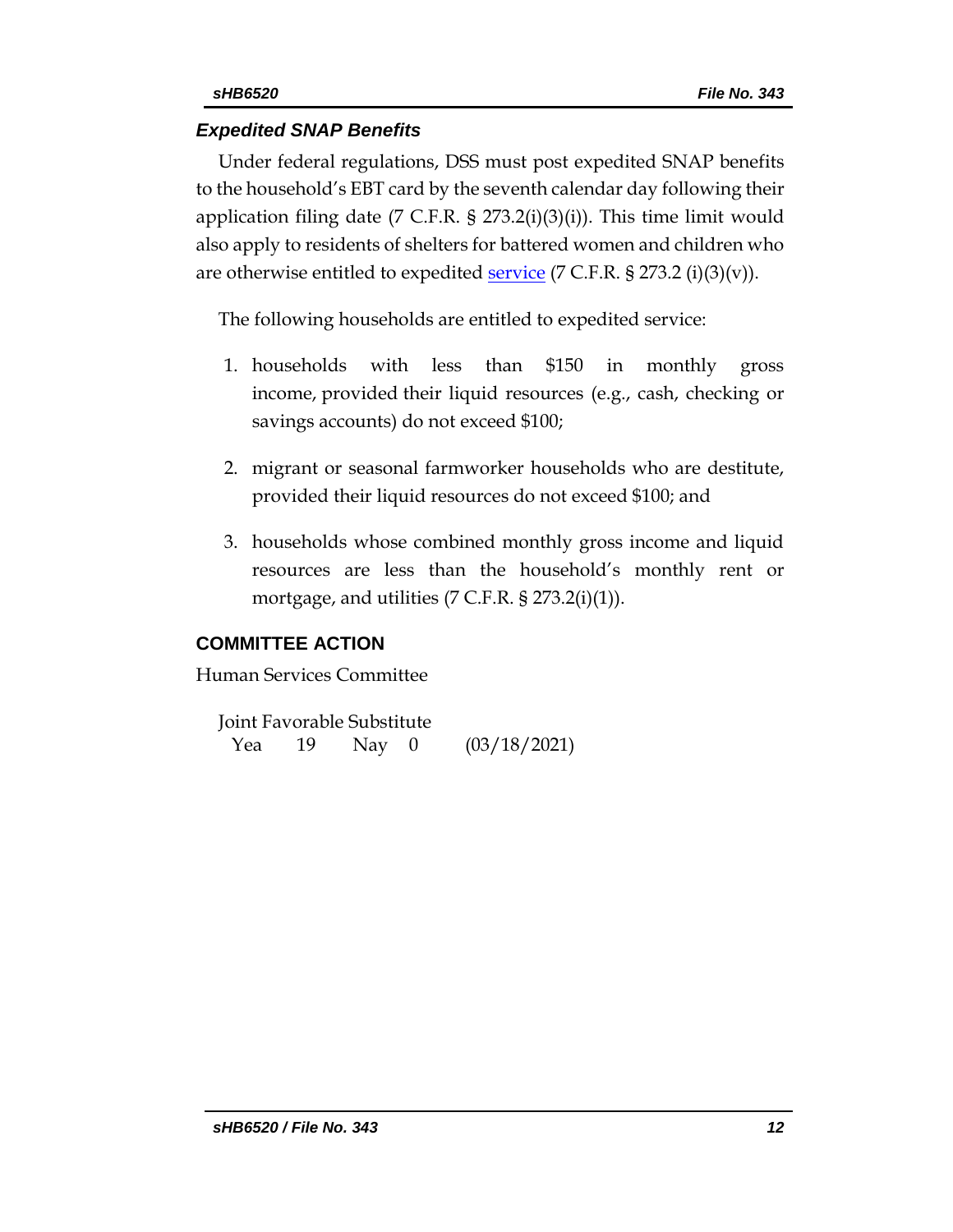### *Expedited SNAP Benefits*

Under federal regulations, DSS must post expedited SNAP benefits to the household's EBT card by the seventh calendar day following their application filing date (7 C.F.R. § 273.2(i)(3)(i)). This time limit would also apply to residents of shelters for battered women and children who are otherwise entitled to expedited service (7 C.F.R. § 273.2 (i)(3)(v)).

The following households are entitled to expedited service:

1. households with less than $150 in monthly gross income, provided their liquid resources (e.g., cash, checking or savings accounts) do not exceed $100;
2. migrant or seasonal farmworker households who are destitute, provided their liquid resources do not exceed $100; and
3. households whose combined monthly gross income and liquid resources are less than the household's monthly rent or mortgage, and utilities (7 C.F.R. § 273.2(i)(1)).

## COMMITTEE ACTION

Human Services Committee

Joint Favorable Substitute
Yea 19 Nay 0 (03/18/2021)